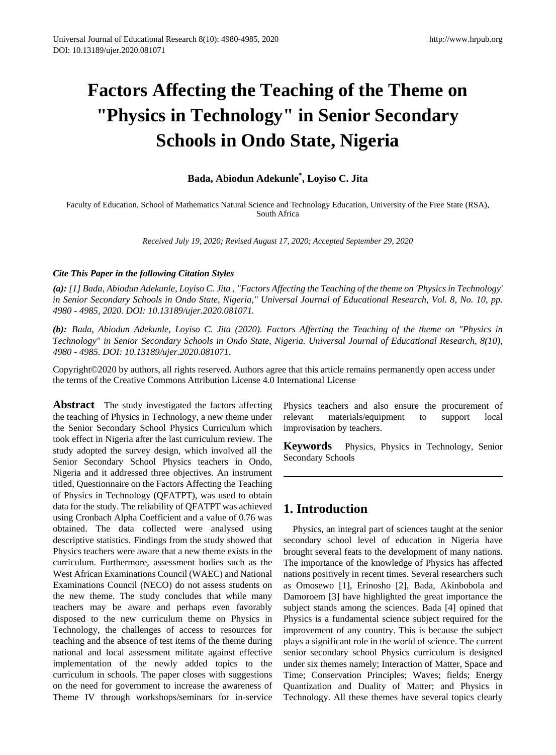# Factors Affecting the Teaching of the Theme on "Physics in Technology" in Senior Secondary Schools in Ondo State, Nigeria

**Bada, Abiodun Adekunle[*], Loyiso C. Jita**

Faculty of Education, School of Mathematics Natural Science and Technology Education, University of the Free State (RSA), South Africa

*Received July 19, 2020; Revised August 17, 2020; Accepted September 29, 2020*

***Cite This Paper in the following Citation Styles***

***(a):*** *[1] Bada, Abiodun Adekunle, Loyiso C. Jita , "Factors Affecting the Teaching of the theme on 'Physics in Technology' in Senior Secondary Schools in Ondo State, Nigeria," Universal Journal of Educational Research, Vol. 8, No. 10, pp. 4980 - 4985, 2020. DOI: 10.13189/ujer.2020.081071.*

***(b):*** *Bada, Abiodun Adekunle, Loyiso C. Jita (2020). Factors Affecting the Teaching of the theme on "Physics in Technology" in Senior Secondary Schools in Ondo State, Nigeria. Universal Journal of Educational Research, 8(10), 4980 - 4985. DOI: 10.13189/ujer.2020.081071.*

Copyright©2020 by authors, all rights reserved. Authors agree that this article remains permanently open access under the terms of the Creative Commons Attribution License 4.0 International License

**Abstract** The study investigated the factors affecting the teaching of Physics in Technology, a new theme under the Senior Secondary School Physics Curriculum which took effect in Nigeria after the last curriculum review. The study adopted the survey design, which involved all the Senior Secondary School Physics teachers in Ondo, Nigeria and it addressed three objectives. An instrument titled, Questionnaire on the Factors Affecting the Teaching of Physics in Technology (QFATPT), was used to obtain data for the study. The reliability of QFATPT was achieved using Cronbach Alpha Coefficient and a value of 0.76 was obtained. The data collected were analysed using descriptive statistics. Findings from the study showed that Physics teachers were aware that a new theme exists in the curriculum. Furthermore, assessment bodies such as the West African Examinations Council (WAEC) and National Examinations Council (NECO) do not assess students on the new theme. The study concludes that while many teachers may be aware and perhaps even favorably disposed to the new curriculum theme on Physics in Technology, the challenges of access to resources for teaching and the absence of test items of the theme during national and local assessment militate against effective implementation of the newly added topics to the curriculum in schools. The paper closes with suggestions on the need for government to increase the awareness of Theme IV through workshops/seminars for in-service Physics teachers and also ensure the procurement of relevant materials/equipment to support local improvisation by teachers.

**Keywords** Physics, Physics in Technology, Senior Secondary Schools

## 1. Introduction

Physics, an integral part of sciences taught at the senior secondary school level of education in Nigeria have brought several feats to the development of many nations. The importance of the knowledge of Physics has affected nations positively in recent times. Several researchers such as Omosewo [1], Erinosho [2], Bada, Akinbobola and Damoroem [3] have highlighted the great importance the subject stands among the sciences. Bada [4] opined that Physics is a fundamental science subject required for the improvement of any country. This is because the subject plays a significant role in the world of science. The current senior secondary school Physics curriculum is designed under six themes namely; Interaction of Matter, Space and Time; Conservation Principles; Waves; fields; Energy Quantization and Duality of Matter; and Physics in Technology. All these themes have several topics clearly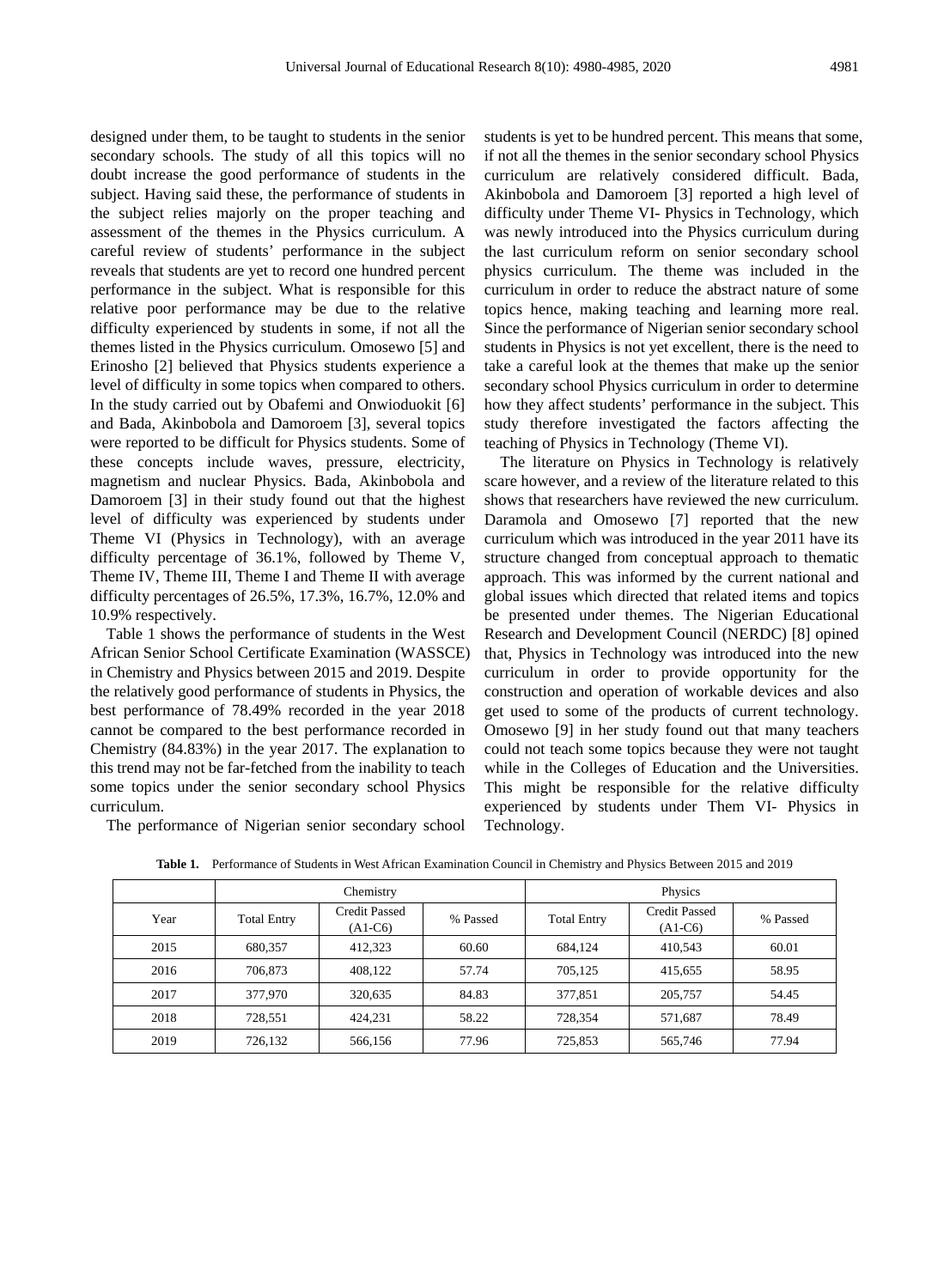designed under them, to be taught to students in the senior secondary schools. The study of all this topics will no doubt increase the good performance of students in the subject. Having said these, the performance of students in the subject relies majorly on the proper teaching and assessment of the themes in the Physics curriculum. A careful review of students' performance in the subject reveals that students are yet to record one hundred percent performance in the subject. What is responsible for this relative poor performance may be due to the relative difficulty experienced by students in some, if not all the themes listed in the Physics curriculum. Omosewo [5] and Erinosho [2] believed that Physics students experience a level of difficulty in some topics when compared to others. In the study carried out by Obafemi and Onwioduokit [6] and Bada, Akinbobola and Damoroem [3], several topics were reported to be difficult for Physics students. Some of these concepts include waves, pressure, electricity, magnetism and nuclear Physics. Bada, Akinbobola and Damoroem [3] in their study found out that the highest level of difficulty was experienced by students under Theme VI (Physics in Technology), with an average difficulty percentage of 36.1%, followed by Theme V, Theme IV, Theme III, Theme I and Theme II with average difficulty percentages of 26.5%, 17.3%, 16.7%, 12.0% and 10.9% respectively.

Table 1 shows the performance of students in the West African Senior School Certificate Examination (WASSCE) in Chemistry and Physics between 2015 and 2019. Despite the relatively good performance of students in Physics, the best performance of 78.49% recorded in the year 2018 cannot be compared to the best performance recorded in Chemistry (84.83%) in the year 2017. The explanation to this trend may not be far-fetched from the inability to teach some topics under the senior secondary school Physics curriculum.

The performance of Nigerian senior secondary school students is yet to be hundred percent. This means that some, if not all the themes in the senior secondary school Physics curriculum are relatively considered difficult. Bada, Akinbobola and Damoroem [3] reported a high level of difficulty under Theme VI- Physics in Technology, which was newly introduced into the Physics curriculum during the last curriculum reform on senior secondary school physics curriculum. The theme was included in the curriculum in order to reduce the abstract nature of some topics hence, making teaching and learning more real. Since the performance of Nigerian senior secondary school students in Physics is not yet excellent, there is the need to take a careful look at the themes that make up the senior secondary school Physics curriculum in order to determine how they affect students' performance in the subject. This study therefore investigated the factors affecting the teaching of Physics in Technology (Theme VI).

The literature on Physics in Technology is relatively scare however, and a review of the literature related to this shows that researchers have reviewed the new curriculum. Daramola and Omosewo [7] reported that the new curriculum which was introduced in the year 2011 have its structure changed from conceptual approach to thematic approach. This was informed by the current national and global issues which directed that related items and topics be presented under themes. The Nigerian Educational Research and Development Council (NERDC) [8] opined that, Physics in Technology was introduced into the new curriculum in order to provide opportunity for the construction and operation of workable devices and also get used to some of the products of current technology. Omosewo [9] in her study found out that many teachers could not teach some topics because they were not taught while in the Colleges of Education and the Universities. This might be responsible for the relative difficulty experienced by students under Them VI- Physics in Technology.

**Table 1.** Performance of Students in West African Examination Council in Chemistry and Physics Between 2015 and 2019

| | Chemistry | | | Physics | | |
|---|---|---|---|---|---|---|
| Year | Total Entry | Credit Passed (A1-C6) | % Passed | Total Entry | Credit Passed (A1-C6) | % Passed |
| 2015 | 680,357 | 412,323 | 60.60 | 684,124 | 410,543 | 60.01 |
| 2016 | 706,873 | 408,122 | 57.74 | 705,125 | 415,655 | 58.95 |
| 2017 | 377,970 | 320,635 | 84.83 | 377,851 | 205,757 | 54.45 |
| 2018 | 728,551 | 424,231 | 58.22 | 728,354 | 571,687 | 78.49 |
| 2019 | 726,132 | 566,156 | 77.96 | 725,853 | 565,746 | 77.94 |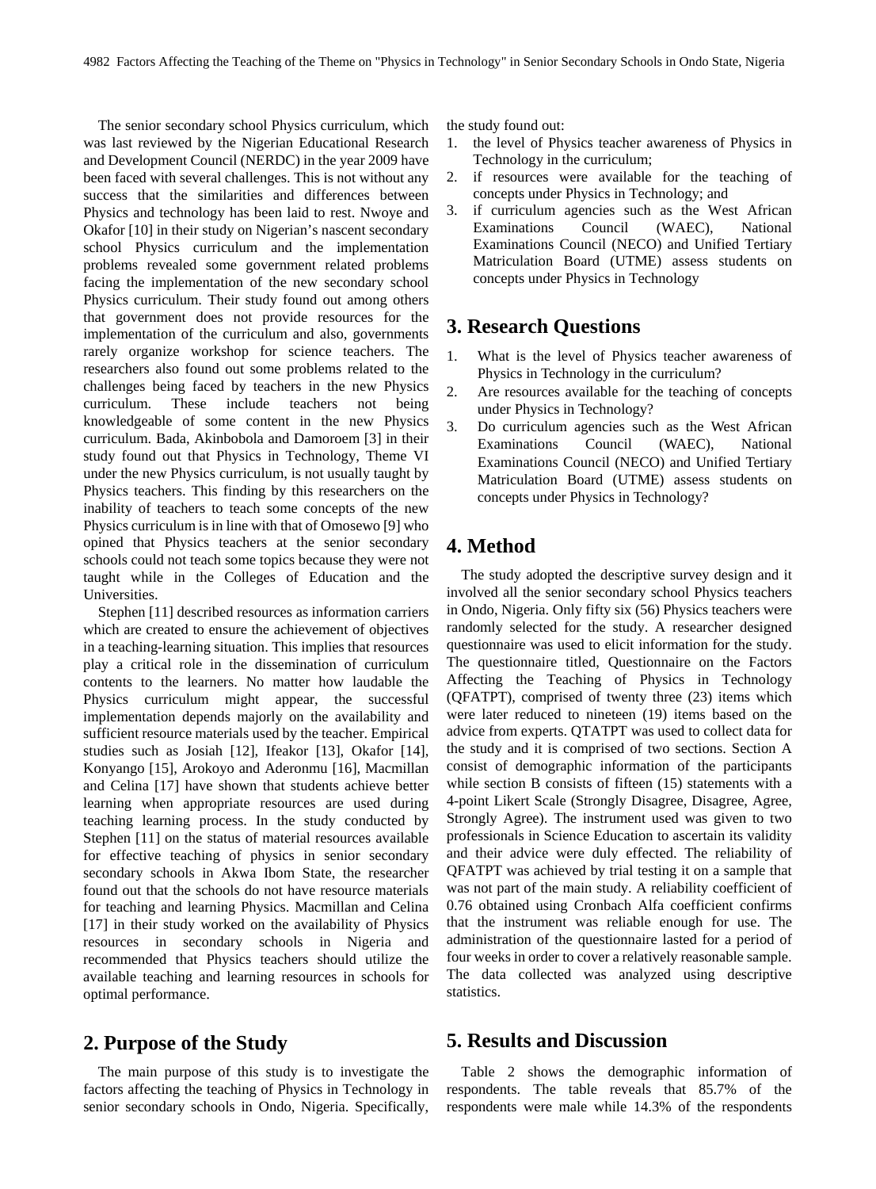The senior secondary school Physics curriculum, which was last reviewed by the Nigerian Educational Research and Development Council (NERDC) in the year 2009 have been faced with several challenges. This is not without any success that the similarities and differences between Physics and technology has been laid to rest. Nwoye and Okafor [10] in their study on Nigerian's nascent secondary school Physics curriculum and the implementation problems revealed some government related problems facing the implementation of the new secondary school Physics curriculum. Their study found out among others that government does not provide resources for the implementation of the curriculum and also, governments rarely organize workshop for science teachers. The researchers also found out some problems related to the challenges being faced by teachers in the new Physics curriculum. These include teachers not being knowledgeable of some content in the new Physics curriculum. Bada, Akinbobola and Damoroem [3] in their study found out that Physics in Technology, Theme VI under the new Physics curriculum, is not usually taught by Physics teachers. This finding by this researchers on the inability of teachers to teach some concepts of the new Physics curriculum is in line with that of Omosewo [9] who opined that Physics teachers at the senior secondary schools could not teach some topics because they were not taught while in the Colleges of Education and the Universities.

Stephen [11] described resources as information carriers which are created to ensure the achievement of objectives in a teaching-learning situation. This implies that resources play a critical role in the dissemination of curriculum contents to the learners. No matter how laudable the Physics curriculum might appear, the successful implementation depends majorly on the availability and sufficient resource materials used by the teacher. Empirical studies such as Josiah [12], Ifeakor [13], Okafor [14], Konyango [15], Arokoyo and Aderonmu [16], Macmillan and Celina [17] have shown that students achieve better learning when appropriate resources are used during teaching learning process. In the study conducted by Stephen [11] on the status of material resources available for effective teaching of physics in senior secondary secondary schools in Akwa Ibom State, the researcher found out that the schools do not have resource materials for teaching and learning Physics. Macmillan and Celina [17] in their study worked on the availability of Physics resources in secondary schools in Nigeria and recommended that Physics teachers should utilize the available teaching and learning resources in schools for optimal performance.

## 2. Purpose of the Study

The main purpose of this study is to investigate the factors affecting the teaching of Physics in Technology in senior secondary schools in Ondo, Nigeria. Specifically, the study found out:

1. the level of Physics teacher awareness of Physics in Technology in the curriculum;
2. if resources were available for the teaching of concepts under Physics in Technology; and
3. if curriculum agencies such as the West African Examinations Council (WAEC), National Examinations Council (NECO) and Unified Tertiary Matriculation Board (UTME) assess students on concepts under Physics in Technology

## 3. Research Questions

1. What is the level of Physics teacher awareness of Physics in Technology in the curriculum?
2. Are resources available for the teaching of concepts under Physics in Technology?
3. Do curriculum agencies such as the West African Examinations Council (WAEC), National Examinations Council (NECO) and Unified Tertiary Matriculation Board (UTME) assess students on concepts under Physics in Technology?

## 4. Method

The study adopted the descriptive survey design and it involved all the senior secondary school Physics teachers in Ondo, Nigeria. Only fifty six (56) Physics teachers were randomly selected for the study. A researcher designed questionnaire was used to elicit information for the study. The questionnaire titled, Questionnaire on the Factors Affecting the Teaching of Physics in Technology (QFATPT), comprised of twenty three (23) items which were later reduced to nineteen (19) items based on the advice from experts. QTATPT was used to collect data for the study and it is comprised of two sections. Section A consist of demographic information of the participants while section B consists of fifteen (15) statements with a 4-point Likert Scale (Strongly Disagree, Disagree, Agree, Strongly Agree). The instrument used was given to two professionals in Science Education to ascertain its validity and their advice were duly effected. The reliability of QFATPT was achieved by trial testing it on a sample that was not part of the main study. A reliability coefficient of 0.76 obtained using Cronbach Alfa coefficient confirms that the instrument was reliable enough for use. The administration of the questionnaire lasted for a period of four weeks in order to cover a relatively reasonable sample. The data collected was analyzed using descriptive statistics.

## 5. Results and Discussion

Table 2 shows the demographic information of respondents. The table reveals that 85.7% of the respondents were male while 14.3% of the respondents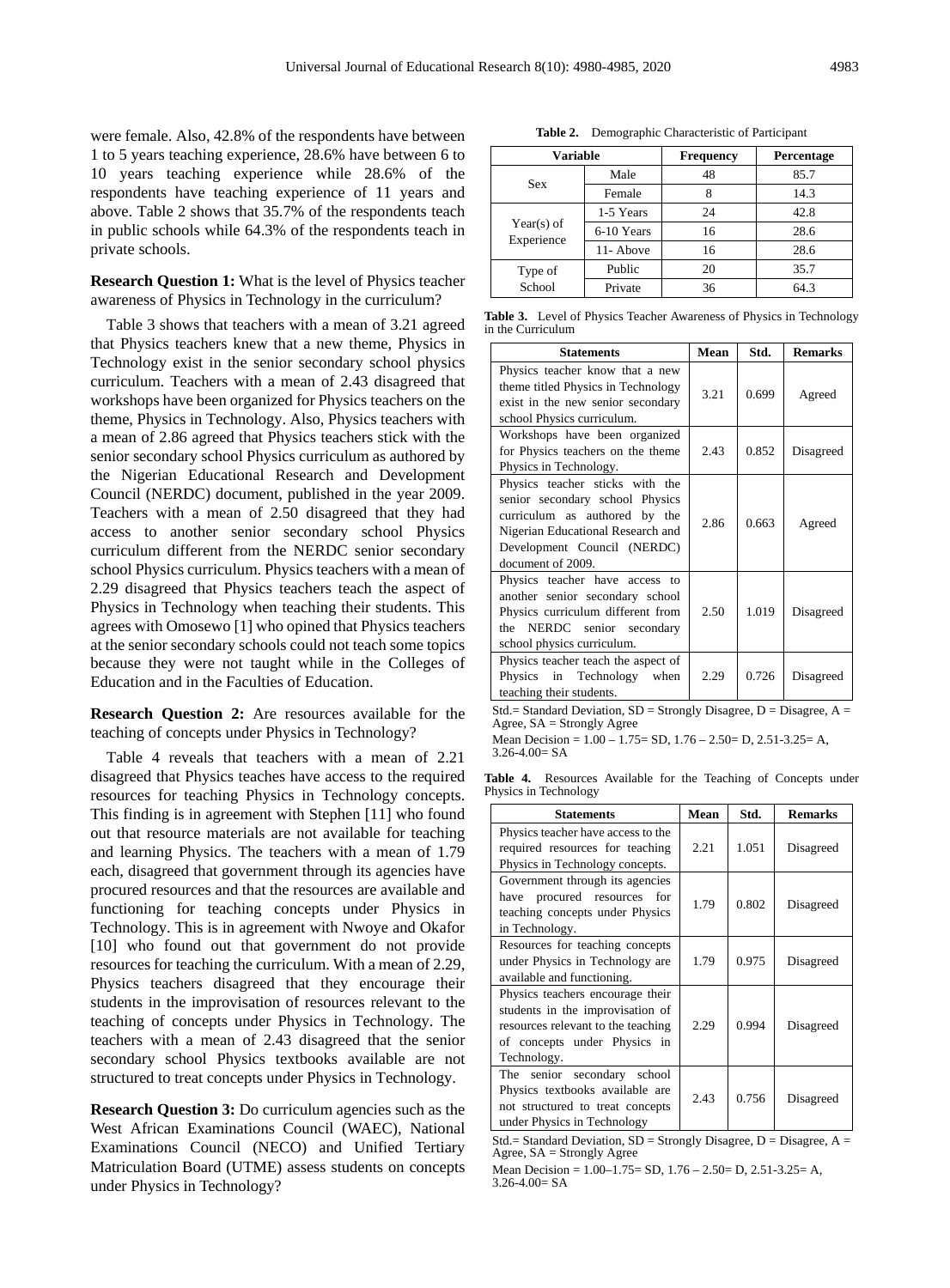were female. Also, 42.8% of the respondents have between 1 to 5 years teaching experience, 28.6% have between 6 to 10 years teaching experience while 28.6% of the respondents have teaching experience of 11 years and above. Table 2 shows that 35.7% of the respondents teach in public schools while 64.3% of the respondents teach in private schools.

**Table 2.** Demographic Characteristic of Participant

| Variable | | Frequency | Percentage |
|---|---|---|---|
| Sex | Male | 48 | 85.7 |
| | Female | 8 | 14.3 |
| Year(s) of Experience | 1-5 Years | 24 | 42.8 |
| | 6-10 Years | 16 | 28.6 |
| | 11- Above | 16 | 28.6 |
| Type of School | Public | 20 | 35.7 |
| | Private | 36 | 64.3 |

**Research Question 1:** What is the level of Physics teacher awareness of Physics in Technology in the curriculum?

Table 3 shows that teachers with a mean of 3.21 agreed that Physics teachers knew that a new theme, Physics in Technology exist in the senior secondary school physics curriculum. Teachers with a mean of 2.43 disagreed that workshops have been organized for Physics teachers on the theme, Physics in Technology. Also, Physics teachers with a mean of 2.86 agreed that Physics teachers stick with the senior secondary school Physics curriculum as authored by the Nigerian Educational Research and Development Council (NERDC) document, published in the year 2009. Teachers with a mean of 2.50 disagreed that they had access to another senior secondary school Physics curriculum different from the NERDC senior secondary school Physics curriculum. Physics teachers with a mean of 2.29 disagreed that Physics teachers teach the aspect of Physics in Technology when teaching their students. This agrees with Omosewo [1] who opined that Physics teachers at the senior secondary schools could not teach some topics because they were not taught while in the Colleges of Education and in the Faculties of Education.

**Table 3.** Level of Physics Teacher Awareness of Physics in Technology in the Curriculum

| Statements | Mean | Std. | Remarks |
|---|---|---|---|
| Physics teacher know that a new theme titled Physics in Technology exist in the new senior secondary school Physics curriculum. | 3.21 | 0.699 | Agreed |
| Workshops have been organized for Physics teachers on the theme Physics in Technology. | 2.43 | 0.852 | Disagreed |
| Physics teacher sticks with the senior secondary school Physics curriculum as authored by the Nigerian Educational Research and Development Council (NERDC) document of 2009. | 2.86 | 0.663 | Agreed |
| Physics teacher have access to another senior secondary school Physics curriculum different from the NERDC senior secondary school physics curriculum. | 2.50 | 1.019 | Disagreed |
| Physics teacher teach the aspect of Physics in Technology when teaching their students. | 2.29 | 0.726 | Disagreed |

Std.= Standard Deviation, SD = Strongly Disagree, D = Disagree, A = Agree, SA = Strongly Agree

Mean Decision = 1.00 – 1.75= SD, 1.76 – 2.50= D, 2.51-3.25= A, 3.26-4.00= SA

**Research Question 2:** Are resources available for the teaching of concepts under Physics in Technology?

Table 4 reveals that teachers with a mean of 2.21 disagreed that Physics teaches have access to the required resources for teaching Physics in Technology concepts. This finding is in agreement with Stephen [11] who found out that resource materials are not available for teaching and learning Physics. The teachers with a mean of 1.79 each, disagreed that government through its agencies have procured resources and that the resources are available and functioning for teaching concepts under Physics in Technology. This is in agreement with Nwoye and Okafor [10] who found out that government do not provide resources for teaching the curriculum. With a mean of 2.29, Physics teachers disagreed that they encourage their students in the improvisation of resources relevant to the teaching of concepts under Physics in Technology. The teachers with a mean of 2.43 disagreed that the senior secondary school Physics textbooks available are not structured to treat concepts under Physics in Technology.

**Table 4.** Resources Available for the Teaching of Concepts under Physics in Technology

| Statements | Mean | Std. | Remarks |
|---|---|---|---|
| Physics teacher have access to the required resources for teaching Physics in Technology concepts. | 2.21 | 1.051 | Disagreed |
| Government through its agencies have procured resources for teaching concepts under Physics in Technology. | 1.79 | 0.802 | Disagreed |
| Resources for teaching concepts under Physics in Technology are available and functioning. | 1.79 | 0.975 | Disagreed |
| Physics teachers encourage their students in the improvisation of resources relevant to the teaching of concepts under Physics in Technology. | 2.29 | 0.994 | Disagreed |
| The senior secondary school Physics textbooks available are not structured to treat concepts under Physics in Technology | 2.43 | 0.756 | Disagreed |

Std.= Standard Deviation, SD = Strongly Disagree, D = Disagree, A = Agree, SA = Strongly Agree

Mean Decision = 1.00–1.75= SD, 1.76 – 2.50= D, 2.51-3.25= A, 3.26-4.00= SA

**Research Question 3:** Do curriculum agencies such as the West African Examinations Council (WAEC), National Examinations Council (NECO) and Unified Tertiary Matriculation Board (UTME) assess students on concepts under Physics in Technology?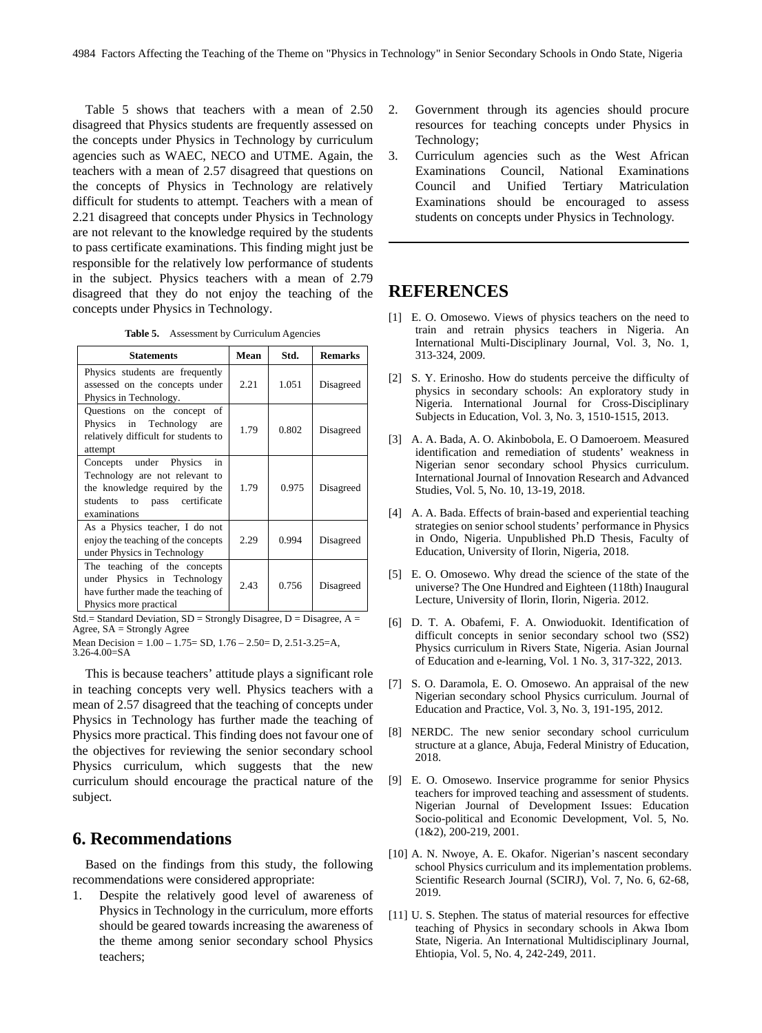Table 5 shows that teachers with a mean of 2.50 disagreed that Physics students are frequently assessed on the concepts under Physics in Technology by curriculum agencies such as WAEC, NECO and UTME. Again, the teachers with a mean of 2.57 disagreed that questions on the concepts of Physics in Technology are relatively difficult for students to attempt. Teachers with a mean of 2.21 disagreed that concepts under Physics in Technology are not relevant to the knowledge required by the students to pass certificate examinations. This finding might just be responsible for the relatively low performance of students in the subject. Physics teachers with a mean of 2.79 disagreed that they do not enjoy the teaching of the concepts under Physics in Technology.

**Table 5.** Assessment by Curriculum Agencies

| Statements | Mean | Std. | Remarks |
|---|---|---|---|
| Physics students are frequently assessed on the concepts under Physics in Technology. | 2.21 | 1.051 | Disagreed |
| Questions on the concept of Physics in Technology are relatively difficult for students to attempt | 1.79 | 0.802 | Disagreed |
| Concepts under Physics in Technology are not relevant to the knowledge required by the students to pass certificate examinations | 1.79 | 0.975 | Disagreed |
| As a Physics teacher, I do not enjoy the teaching of the concepts under Physics in Technology | 2.29 | 0.994 | Disagreed |
| The teaching of the concepts under Physics in Technology have further made the teaching of Physics more practical | 2.43 | 0.756 | Disagreed |

Std.= Standard Deviation, SD = Strongly Disagree, D = Disagree, A = Agree, SA = Strongly Agree

Mean Decision = 1.00 – 1.75= SD, 1.76 – 2.50= D, 2.51-3.25=A, 3.26-4.00=SA

This is because teachers' attitude plays a significant role in teaching concepts very well. Physics teachers with a mean of 2.57 disagreed that the teaching of concepts under Physics in Technology has further made the teaching of Physics more practical. This finding does not favour one of the objectives for reviewing the senior secondary school Physics curriculum, which suggests that the new curriculum should encourage the practical nature of the subject.

## 6. Recommendations

Based on the findings from this study, the following recommendations were considered appropriate:

1. Despite the relatively good level of awareness of Physics in Technology in the curriculum, more efforts should be geared towards increasing the awareness of the theme among senior secondary school Physics teachers;
2. Government through its agencies should procure resources for teaching concepts under Physics in Technology;
3. Curriculum agencies such as the West African Examinations Council, National Examinations Council and Unified Tertiary Matriculation Examinations should be encouraged to assess students on concepts under Physics in Technology.

# REFERENCES

[1] E. O. Omosewo. Views of physics teachers on the need to train and retrain physics teachers in Nigeria. An International Multi-Disciplinary Journal, Vol. 3, No. 1, 313-324, 2009.

[2] S. Y. Erinosho. How do students perceive the difficulty of physics in secondary schools: An exploratory study in Nigeria. International Journal for Cross-Disciplinary Subjects in Education, Vol. 3, No. 3, 1510-1515, 2013.

[3] A. A. Bada, A. O. Akinbobola, E. O Damoeroem. Measured identification and remediation of students' weakness in Nigerian senor secondary school Physics curriculum. International Journal of Innovation Research and Advanced Studies, Vol. 5, No. 10, 13-19, 2018.

[4] A. A. Bada. Effects of brain-based and experiential teaching strategies on senior school students' performance in Physics in Ondo, Nigeria. Unpublished Ph.D Thesis, Faculty of Education, University of Ilorin, Nigeria, 2018.

[5] E. O. Omosewo. Why dread the science of the state of the universe? The One Hundred and Eighteen (118th) Inaugural Lecture, University of Ilorin, Ilorin, Nigeria. 2012.

[6] D. T. A. Obafemi, F. A. Onwioduokit. Identification of difficult concepts in senior secondary school two (SS2) Physics curriculum in Rivers State, Nigeria. Asian Journal of Education and e-learning, Vol. 1 No. 3, 317-322, 2013.

[7] S. O. Daramola, E. O. Omosewo. An appraisal of the new Nigerian secondary school Physics curriculum. Journal of Education and Practice, Vol. 3, No. 3, 191-195, 2012.

[8] NERDC. The new senior secondary school curriculum structure at a glance, Abuja, Federal Ministry of Education, 2018.

[9] E. O. Omosewo. Inservice programme for senior Physics teachers for improved teaching and assessment of students. Nigerian Journal of Development Issues: Education Socio-political and Economic Development, Vol. 5, No. (1&2), 200-219, 2001.

[10] A. N. Nwoye, A. E. Okafor. Nigerian's nascent secondary school Physics curriculum and its implementation problems. Scientific Research Journal (SCIRJ), Vol. 7, No. 6, 62-68, 2019.

[11] U. S. Stephen. The status of material resources for effective teaching of Physics in secondary schools in Akwa Ibom State, Nigeria. An International Multidisciplinary Journal, Ehtiopia, Vol. 5, No. 4, 242-249, 2011.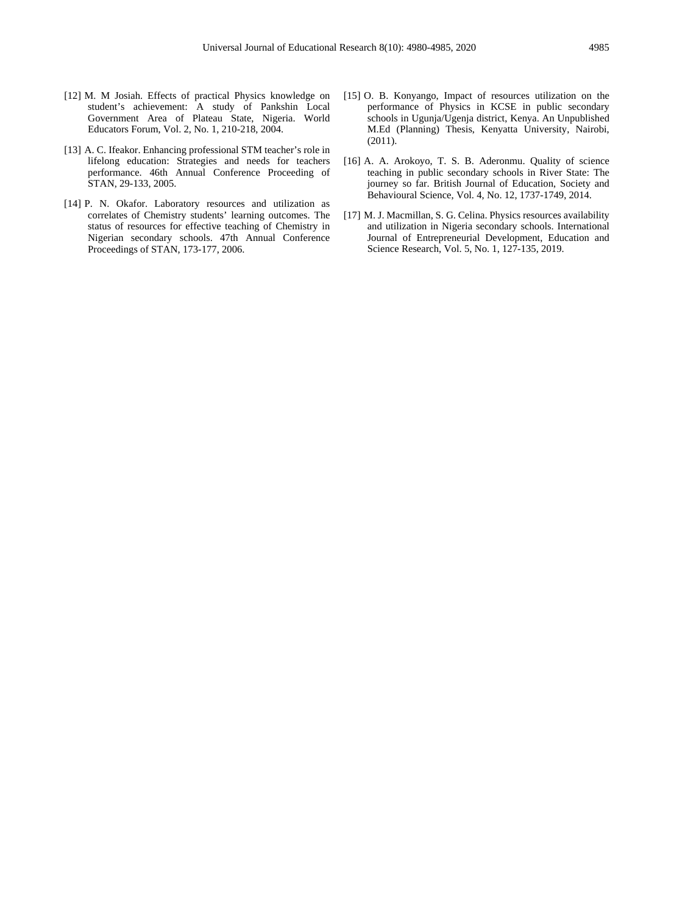[12] M. M Josiah. Effects of practical Physics knowledge on student's achievement: A study of Pankshin Local Government Area of Plateau State, Nigeria. World Educators Forum, Vol. 2, No. 1, 210-218, 2004.

[13] A. C. Ifeakor. Enhancing professional STM teacher's role in lifelong education: Strategies and needs for teachers performance. 46th Annual Conference Proceeding of STAN, 29-133, 2005.

[14] P. N. Okafor. Laboratory resources and utilization as correlates of Chemistry students' learning outcomes. The status of resources for effective teaching of Chemistry in Nigerian secondary schools. 47th Annual Conference Proceedings of STAN, 173-177, 2006.

[15] O. B. Konyango, Impact of resources utilization on the performance of Physics in KCSE in public secondary schools in Ugunja/Ugenja district, Kenya. An Unpublished M.Ed (Planning) Thesis, Kenyatta University, Nairobi, (2011).

[16] A. A. Arokoyo, T. S. B. Aderonmu. Quality of science teaching in public secondary schools in River State: The journey so far. British Journal of Education, Society and Behavioural Science, Vol. 4, No. 12, 1737-1749, 2014.

[17] M. J. Macmillan, S. G. Celina. Physics resources availability and utilization in Nigeria secondary schools. International Journal of Entrepreneurial Development, Education and Science Research, Vol. 5, No. 1, 127-135, 2019.